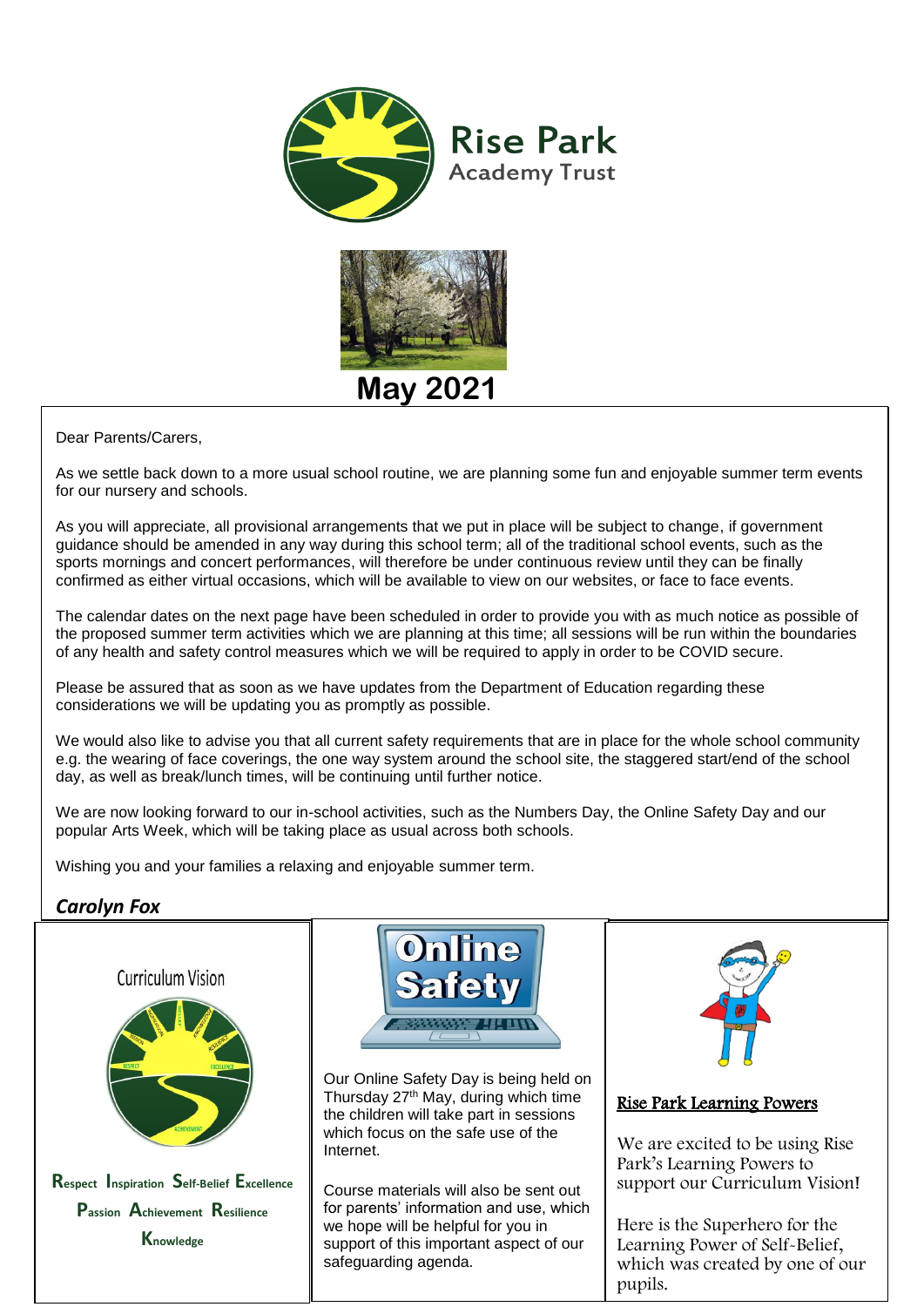# Rise Park Academy Trust

## May 2021

Dear Parents/Carers,

As we settle back down to a more usual school routine, we are planning some fun and enjoyable summer term events for our nursery and schools.

As you will appreciate, all provisional arrangements that we put in place will be subject to change, if government guidance should be amended in any way during this school term; all of the traditional school events, such as the sports mornings and concert performances, will therefore be under continuous review until they can be finally confirmed as either virtual occasions, which will be available to view on our websites, or face to face events.

The calendar dates on the next page have been scheduled in order to provide you with as much notice as possible of the proposed summer term activities which we are planning at this time; all sessions will be run within the boundaries of any health and safety control measures which we will be required to apply in order to be COVID secure.

Please be assured that as soon as we have updates from the Department of Education regarding these considerations we will be updating you as promptly as possible.

We would also like to advise you that all current safety requirements that are in place for the whole school community e.g. the wearing of face coverings, the one way system around the school site, the staggered start/end of the school day, as well as break/lunch times, will be continuing until further notice.

We are now looking forward to our in-school activities, such as the Numbers Day, the Online Safety Day and our popular Arts Week, which will be taking place as usual across both schools.

Wishing you and your families a relaxing and enjoyable summer term.

***Carolyn Fox***

### Curriculum Vision

**R**espect **I**nspiration **S**elf-Belief **E**xcellence

**P**assion **A**chievement **R**esilience

**K**nowledge

### Online Safety

Our Online Safety Day is being held on Thursday 27th May, during which time the children will take part in sessions which focus on the safe use of the Internet.

Course materials will also be sent out for parents' information and use, which we hope will be helpful for you in support of this important aspect of our safeguarding agenda.

### Rise Park Learning Powers

We are excited to be using Rise Park's Learning Powers to support our Curriculum Vision!

Here is the Superhero for the Learning Power of Self-Belief, which was created by one of our pupils.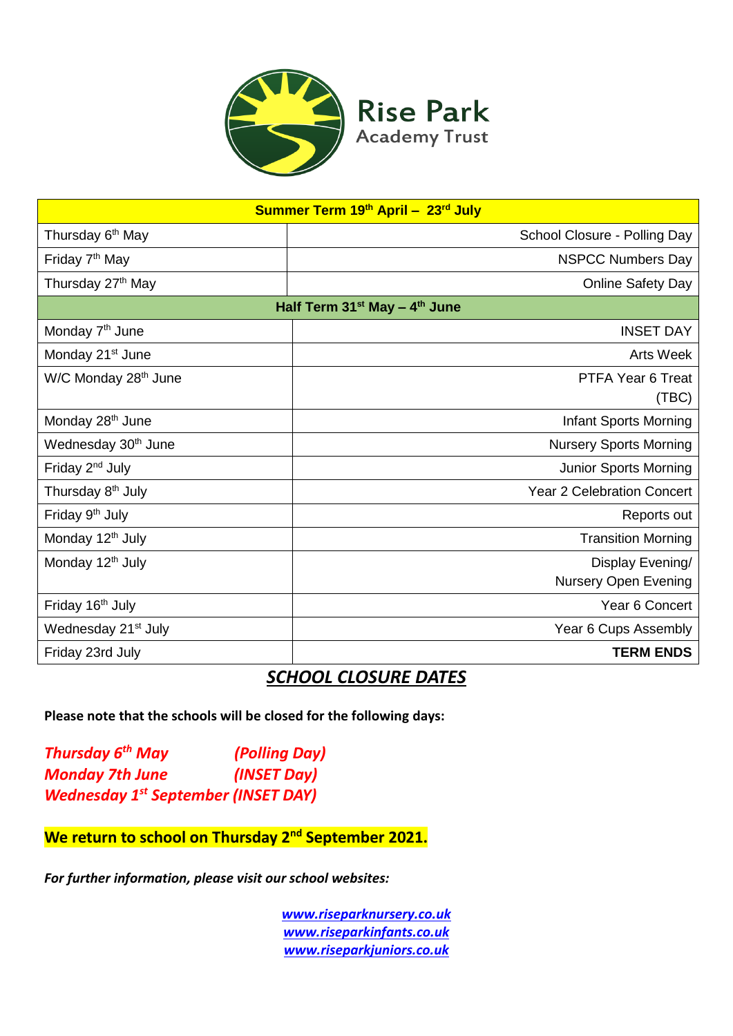Rise Park
Academy Trust

| Summer Term 19th April – 23rd July | |
|---|---|
| Thursday 6th May | School Closure - Polling Day |
| Friday 7th May | NSPCC Numbers Day |
| Thursday 27th May | Online Safety Day |
| **Half Term 31st May – 4th June** | |
| Monday 7th June | INSET DAY |
| Monday 21st June | Arts Week |
| W/C Monday 28th June | PTFA Year 6 Treat (TBC) |
| Monday 28th June | Infant Sports Morning |
| Wednesday 30th June | Nursery Sports Morning |
| Friday 2nd July | Junior Sports Morning |
| Thursday 8th July | Year 2 Celebration Concert |
| Friday 9th July | Reports out |
| Monday 12th July | Transition Morning |
| Monday 12th July | Display Evening/ Nursery Open Evening |
| Friday 16th July | Year 6 Concert |
| Wednesday 21st July | Year 6 Cups Assembly |
| Friday 23rd July | **TERM ENDS** |

## *SCHOOL CLOSURE DATES*

**Please note that the schools will be closed for the following days:**

***Thursday 6th May (Polling Day)***
***Monday 7th June (INSET Day)***
***Wednesday 1st September (INSET DAY)***

**We return to school on Thursday 2nd September 2021.**

***For further information, please visit our school websites:***

*www.riseparknursery.co.uk*
*www.riseparkinfants.co.uk*
*www.riseparkjuniors.co.uk*